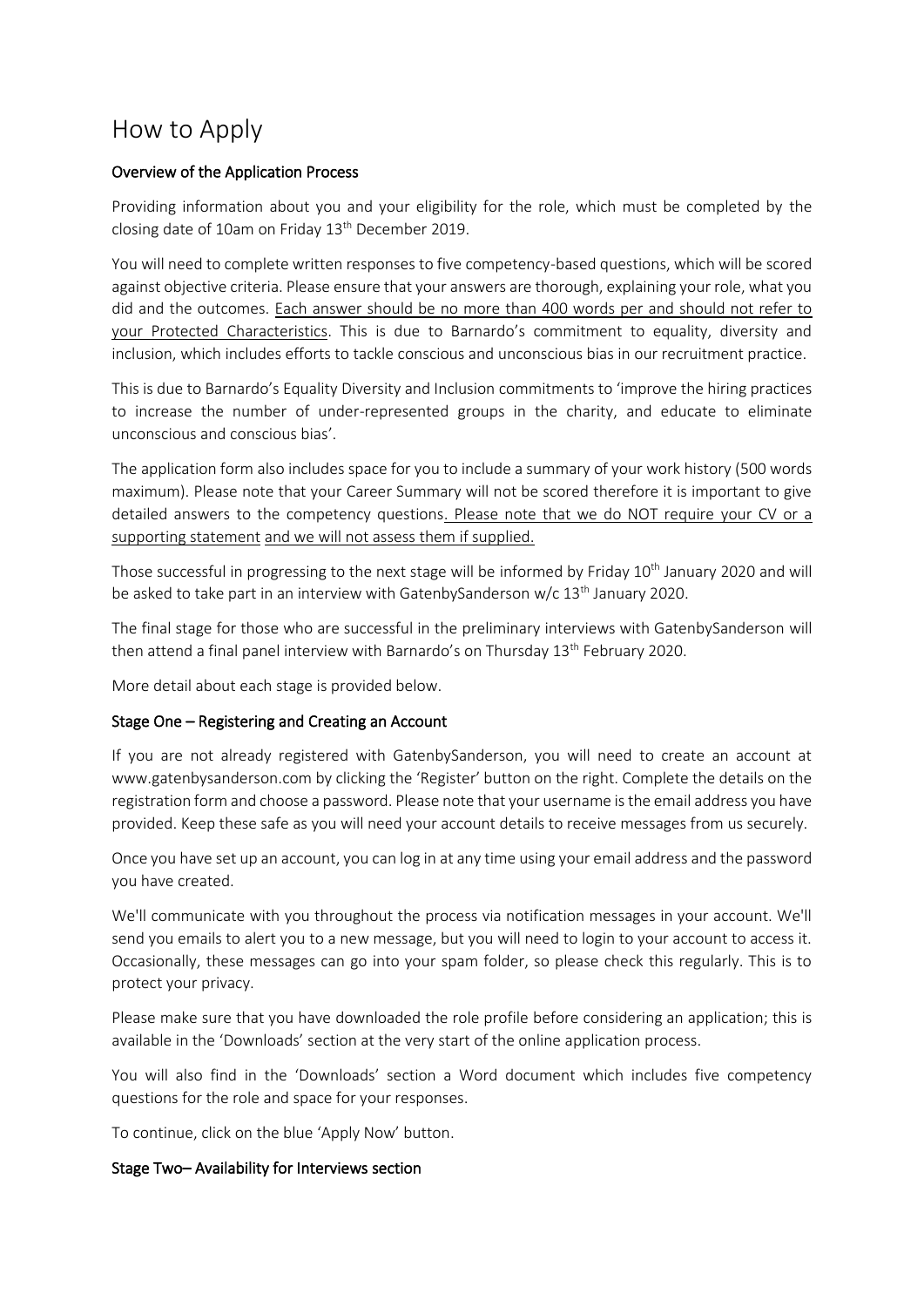# How to Apply

**Overview of the Application Process**

Providing information about you and your eligibility for the role, which must be completed by the closing date of 10am on Friday 13th December 2019.

You will need to complete written responses to five competency-based questions, which will be scored against objective criteria. Please ensure that your answers are thorough, explaining your role, what you did and the outcomes. Each answer should be no more than 400 words per and should not refer to your Protected Characteristics. This is due to Barnardo's commitment to equality, diversity and inclusion, which includes efforts to tackle conscious and unconscious bias in our recruitment practice.

This is due to Barnardo's Equality Diversity and Inclusion commitments to 'improve the hiring practices to increase the number of under-represented groups in the charity, and educate to eliminate unconscious and conscious bias'.

The application form also includes space for you to include a summary of your work history (500 words maximum). Please note that your Career Summary will not be scored therefore it is important to give detailed answers to the competency questions. Please note that we do NOT require your CV or a supporting statement and we will not assess them if supplied.

Those successful in progressing to the next stage will be informed by Friday 10th January 2020 and will be asked to take part in an interview with GatenbySanderson w/c 13th January 2020.

The final stage for those who are successful in the preliminary interviews with GatenbySanderson will then attend a final panel interview with Barnardo's on Thursday 13th February 2020.

More detail about each stage is provided below.

**Stage One – Registering and Creating an Account**

If you are not already registered with GatenbySanderson, you will need to create an account at www.gatenbysanderson.com by clicking the 'Register' button on the right. Complete the details on the registration form and choose a password. Please note that your username is the email address you have provided. Keep these safe as you will need your account details to receive messages from us securely.

Once you have set up an account, you can log in at any time using your email address and the password you have created.

We'll communicate with you throughout the process via notification messages in your account. We'll send you emails to alert you to a new message, but you will need to login to your account to access it. Occasionally, these messages can go into your spam folder, so please check this regularly. This is to protect your privacy.

Please make sure that you have downloaded the role profile before considering an application; this is available in the 'Downloads' section at the very start of the online application process.

You will also find in the 'Downloads' section a Word document which includes five competency questions for the role and space for your responses.

To continue, click on the blue 'Apply Now' button.

**Stage Two– Availability for Interviews section**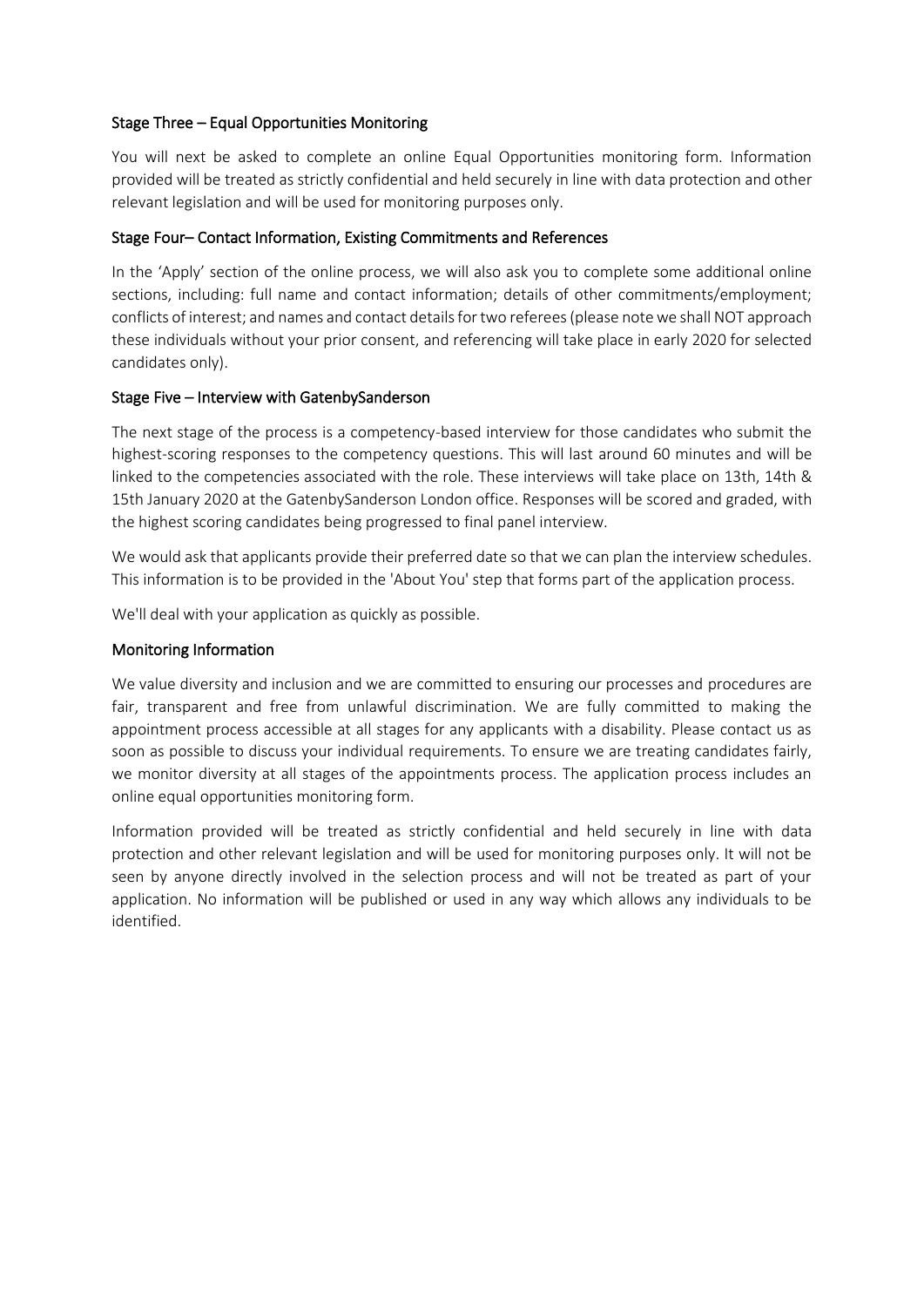### Stage Three – Equal Opportunities Monitoring

You will next be asked to complete an online Equal Opportunities monitoring form. Information provided will be treated as strictly confidential and held securely in line with data protection and other relevant legislation and will be used for monitoring purposes only.

### Stage Four– Contact Information, Existing Commitments and References

In the 'Apply' section of the online process, we will also ask you to complete some additional online sections, including: full name and contact information; details of other commitments/employment; conflicts of interest; and names and contact details for two referees (please note we shall NOT approach these individuals without your prior consent, and referencing will take place in early 2020 for selected candidates only).

### Stage Five – Interview with GatenbySanderson

The next stage of the process is a competency-based interview for those candidates who submit the highest-scoring responses to the competency questions. This will last around 60 minutes and will be linked to the competencies associated with the role. These interviews will take place on 13th, 14th & 15th January 2020 at the GatenbySanderson London office. Responses will be scored and graded, with the highest scoring candidates being progressed to final panel interview.

We would ask that applicants provide their preferred date so that we can plan the interview schedules. This information is to be provided in the 'About You' step that forms part of the application process.

We'll deal with your application as quickly as possible.

### Monitoring Information

We value diversity and inclusion and we are committed to ensuring our processes and procedures are fair, transparent and free from unlawful discrimination. We are fully committed to making the appointment process accessible at all stages for any applicants with a disability. Please contact us as soon as possible to discuss your individual requirements. To ensure we are treating candidates fairly, we monitor diversity at all stages of the appointments process. The application process includes an online equal opportunities monitoring form.

Information provided will be treated as strictly confidential and held securely in line with data protection and other relevant legislation and will be used for monitoring purposes only. It will not be seen by anyone directly involved in the selection process and will not be treated as part of your application. No information will be published or used in any way which allows any individuals to be identified.